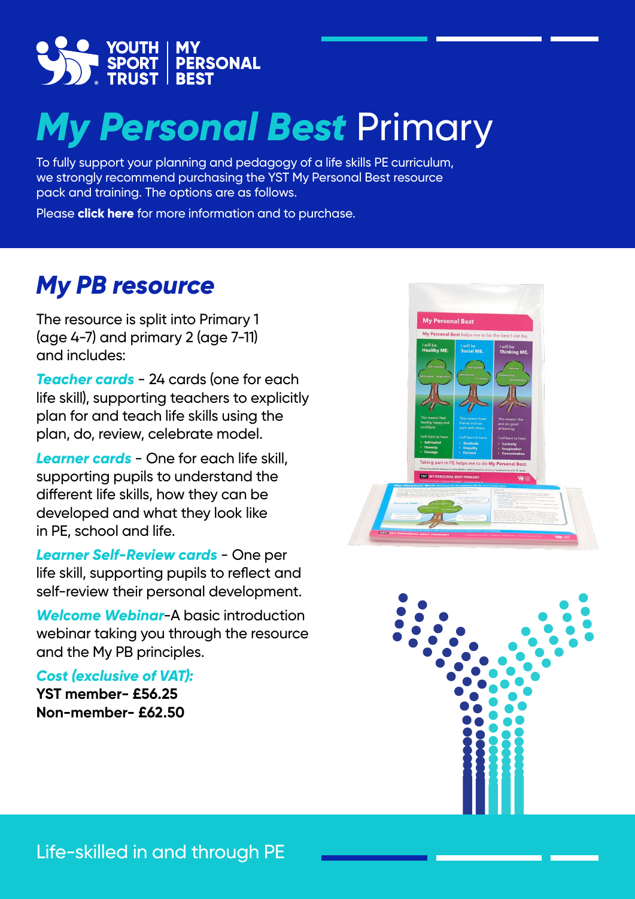YOUTH SPORT TRUST | MY PERSONAL BEST

# *My Personal Best* Primary

To fully support your planning and pedagogy of a life skills PE curriculum, we strongly recommend purchasing the YST My Personal Best resource pack and training. The options are as follows.

Please **click here** for more information and to purchase.

## *My PB resource*

The resource is split into Primary 1 (age 4-7) and primary 2 (age 7-11) and includes:

***Teacher cards*** - 24 cards (one for each life skill), supporting teachers to explicitly plan for and teach life skills using the plan, do, review, celebrate model.

***Learner cards*** - One for each life skill, supporting pupils to understand the different life skills, how they can be developed and what they look like in PE, school and life.

***Learner Self-Review cards*** - One per life skill, supporting pupils to reflect and self-review their personal development.

***Welcome Webinar***-A basic introduction webinar taking you through the resource and the My PB principles.

***Cost (exclusive of VAT):***

**YST member- £56.25**
**Non-member- £62.50**

Life-skilled in and through PE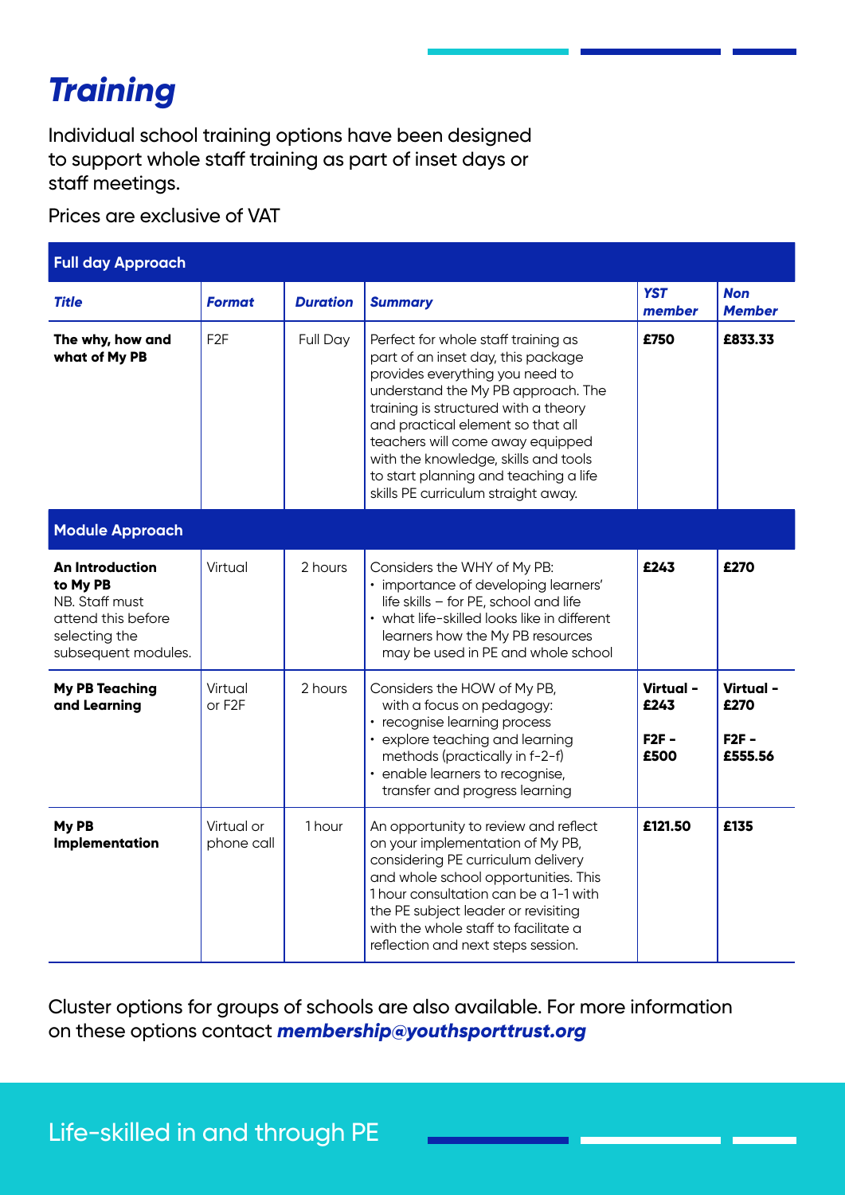# Training

Individual school training options have been designed to support whole staff training as part of inset days or staff meetings.

Prices are exclusive of VAT

| *Title* | *Format* | *Duration* | *Summary* | *YST member* | *Non Member* |
|---|---|---|---|---|---|
| **Full day Approach** | | | | | |
| **The why, how and what of My PB** | F2F | Full Day | Perfect for whole staff training as part of an inset day, this package provides everything you need to understand the My PB approach. The training is structured with a theory and practical element so that all teachers will come away equipped with the knowledge, skills and tools to start planning and teaching a life skills PE curriculum straight away. | **£750** | **£833.33** |
| **Module Approach** | | | | | |
| **An Introduction to My PB** NB. Staff must attend this before selecting the subsequent modules. | Virtual | 2 hours | Considers the WHY of My PB: • importance of developing learners' life skills – for PE, school and life • what life-skilled looks like in different learners how the My PB resources may be used in PE and whole school | **£243** | **£270** |
| **My PB Teaching and Learning** | Virtual or F2F | 2 hours | Considers the HOW of My PB, with a focus on pedagogy: • recognise learning process • explore teaching and learning methods (practically in f-2-f) • enable learners to recognise, transfer and progress learning | **Virtual - £243** **F2F - £500** | **Virtual - £270** **F2F - £555.56** |
| **My PB Implementation** | Virtual or phone call | 1 hour | An opportunity to review and reflect on your implementation of My PB, considering PE curriculum delivery and whole school opportunities. This 1 hour consultation can be a 1-1 with the PE subject leader or revisiting with the whole staff to facilitate a reflection and next steps session. | **£121.50** | **£135** |

Cluster options for groups of schools are also available. For more information on these options contact ***membership@youthsporttrust.org***

Life-skilled in and through PE